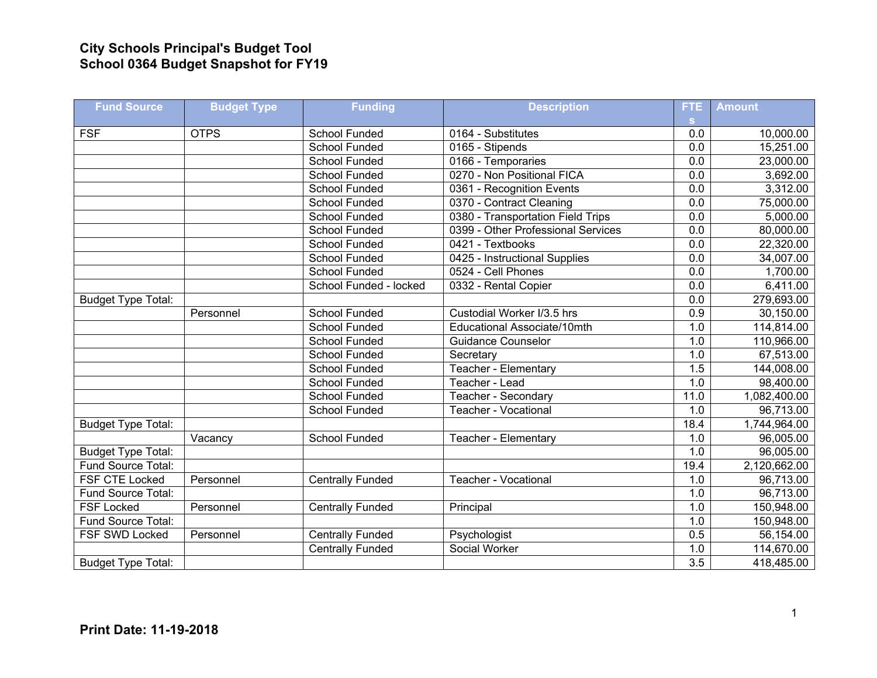**City Schools Principal's Budget Tool**
**School 0364 Budget Snapshot for FY19**

| Fund Source | Budget Type | Funding | Description | FTEs | Amount |
|---|---|---|---|---|---|
| FSF | OTPS | School Funded | 0164 - Substitutes | 0.0 | 10,000.00 |
| | | School Funded | 0165 - Stipends | 0.0 | 15,251.00 |
| | | School Funded | 0166 - Temporaries | 0.0 | 23,000.00 |
| | | School Funded | 0270 - Non Positional FICA | 0.0 | 3,692.00 |
| | | School Funded | 0361 - Recognition Events | 0.0 | 3,312.00 |
| | | School Funded | 0370 - Contract Cleaning | 0.0 | 75,000.00 |
| | | School Funded | 0380 - Transportation Field Trips | 0.0 | 5,000.00 |
| | | School Funded | 0399 - Other Professional Services | 0.0 | 80,000.00 |
| | | School Funded | 0421 - Textbooks | 0.0 | 22,320.00 |
| | | School Funded | 0425 - Instructional Supplies | 0.0 | 34,007.00 |
| | | School Funded | 0524 - Cell Phones | 0.0 | 1,700.00 |
| | | School Funded - locked | 0332 - Rental Copier | 0.0 | 6,411.00 |
| Budget Type Total: | | | | 0.0 | 279,693.00 |
| | Personnel | School Funded | Custodial Worker I/3.5 hrs | 0.9 | 30,150.00 |
| | | School Funded | Educational Associate/10mth | 1.0 | 114,814.00 |
| | | School Funded | Guidance Counselor | 1.0 | 110,966.00 |
| | | School Funded | Secretary | 1.0 | 67,513.00 |
| | | School Funded | Teacher - Elementary | 1.5 | 144,008.00 |
| | | School Funded | Teacher - Lead | 1.0 | 98,400.00 |
| | | School Funded | Teacher - Secondary | 11.0 | 1,082,400.00 |
| | | School Funded | Teacher - Vocational | 1.0 | 96,713.00 |
| Budget Type Total: | | | | 18.4 | 1,744,964.00 |
| | Vacancy | School Funded | Teacher - Elementary | 1.0 | 96,005.00 |
| Budget Type Total: | | | | 1.0 | 96,005.00 |
| Fund Source Total: | | | | 19.4 | 2,120,662.00 |
| FSF CTE Locked | Personnel | Centrally Funded | Teacher - Vocational | 1.0 | 96,713.00 |
| Fund Source Total: | | | | 1.0 | 96,713.00 |
| FSF Locked | Personnel | Centrally Funded | Principal | 1.0 | 150,948.00 |
| Fund Source Total: | | | | 1.0 | 150,948.00 |
| FSF SWD Locked | Personnel | Centrally Funded | Psychologist | 0.5 | 56,154.00 |
| | | Centrally Funded | Social Worker | 1.0 | 114,670.00 |
| Budget Type Total: | | | | 3.5 | 418,485.00 |

**Print Date: 11-19-2018**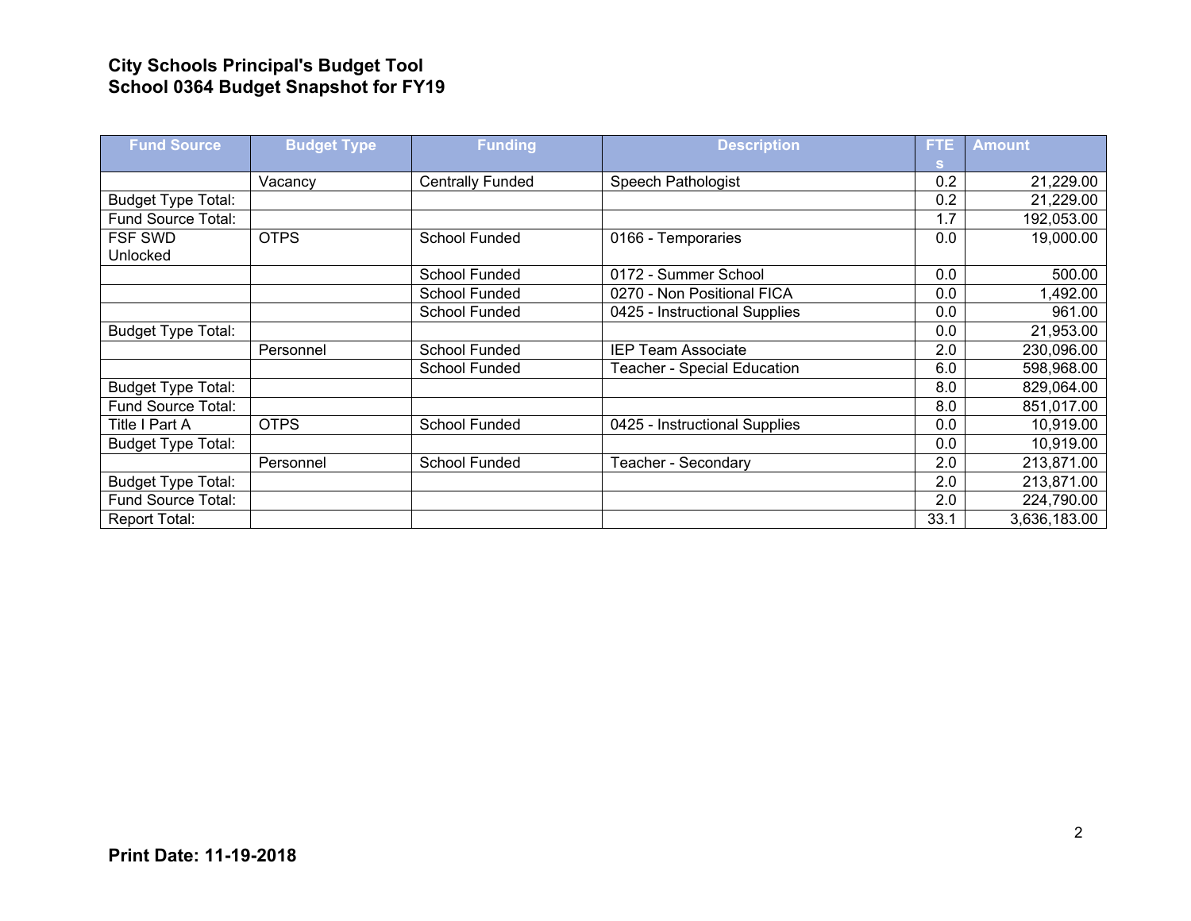**City Schools Principal's Budget Tool**
**School 0364 Budget Snapshot for FY19**

| Fund Source | Budget Type | Funding | Description | FTEs | Amount |
|---|---|---|---|---|---|
| | Vacancy | Centrally Funded | Speech Pathologist | 0.2 | 21,229.00 |
| Budget Type Total: | | | | 0.2 | 21,229.00 |
| Fund Source Total: | | | | 1.7 | 192,053.00 |
| FSF SWD Unlocked | OTPS | School Funded | 0166 - Temporaries | 0.0 | 19,000.00 |
| | | School Funded | 0172 - Summer School | 0.0 | 500.00 |
| | | School Funded | 0270 - Non Positional FICA | 0.0 | 1,492.00 |
| | | School Funded | 0425 - Instructional Supplies | 0.0 | 961.00 |
| Budget Type Total: | | | | 0.0 | 21,953.00 |
| | Personnel | School Funded | IEP Team Associate | 2.0 | 230,096.00 |
| | | School Funded | Teacher - Special Education | 6.0 | 598,968.00 |
| Budget Type Total: | | | | 8.0 | 829,064.00 |
| Fund Source Total: | | | | 8.0 | 851,017.00 |
| Title I Part A | OTPS | School Funded | 0425 - Instructional Supplies | 0.0 | 10,919.00 |
| Budget Type Total: | | | | 0.0 | 10,919.00 |
| | Personnel | School Funded | Teacher - Secondary | 2.0 | 213,871.00 |
| Budget Type Total: | | | | 2.0 | 213,871.00 |
| Fund Source Total: | | | | 2.0 | 224,790.00 |
| Report Total: | | | | 33.1 | 3,636,183.00 |

**Print Date: 11-19-2018**